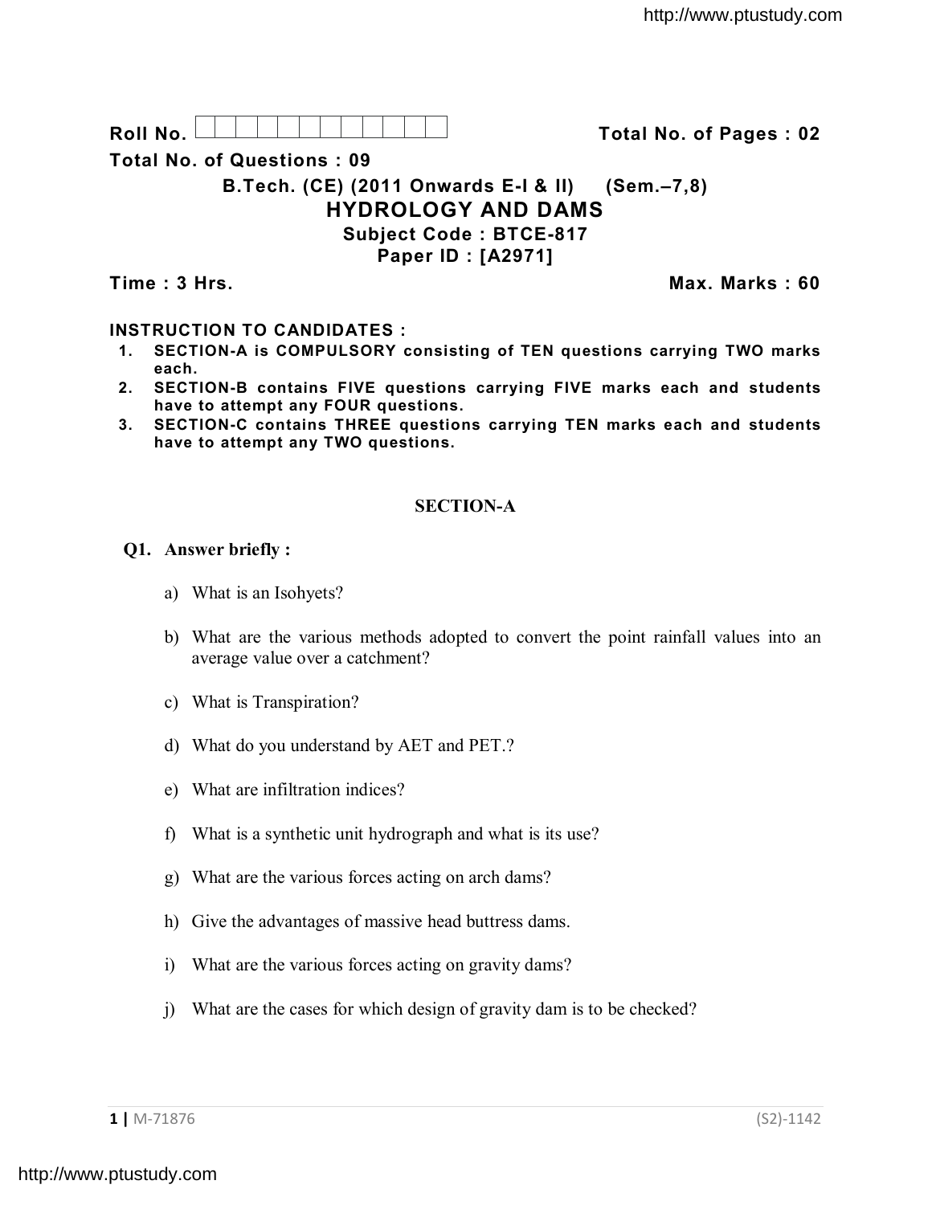**Roll No.** | | | | | | | | | | | | | **Total No. of Pages : 02**

**Total No. of Questions : 09**

**B.Tech. (CE) (2011 Onwards E-I & II) (Sem.–7,8)**

# HYDROLOGY AND DAMS

**Subject Code : BTCE-817**

**Paper ID : [A2971]**

**Time : 3 Hrs.** **Max. Marks : 60**

**INSTRUCTION TO CANDIDATES :**

1. **SECTION-A is COMPULSORY consisting of TEN questions carrying TWO marks each.**
2. **SECTION-B contains FIVE questions carrying FIVE marks each and students have to attempt any FOUR questions.**
3. **SECTION-C contains THREE questions carrying TEN marks each and students have to attempt any TWO questions.**

## SECTION-A

**Q1. Answer briefly :**

a) What is an Isohyets?

b) What are the various methods adopted to convert the point rainfall values into an average value over a catchment?

c) What is Transpiration?

d) What do you understand by AET and PET.?

e) What are infiltration indices?

f) What is a synthetic unit hydrograph and what is its use?

g) What are the various forces acting on arch dams?

h) Give the advantages of massive head buttress dams.

i) What are the various forces acting on gravity dams?

j) What are the cases for which design of gravity dam is to be checked?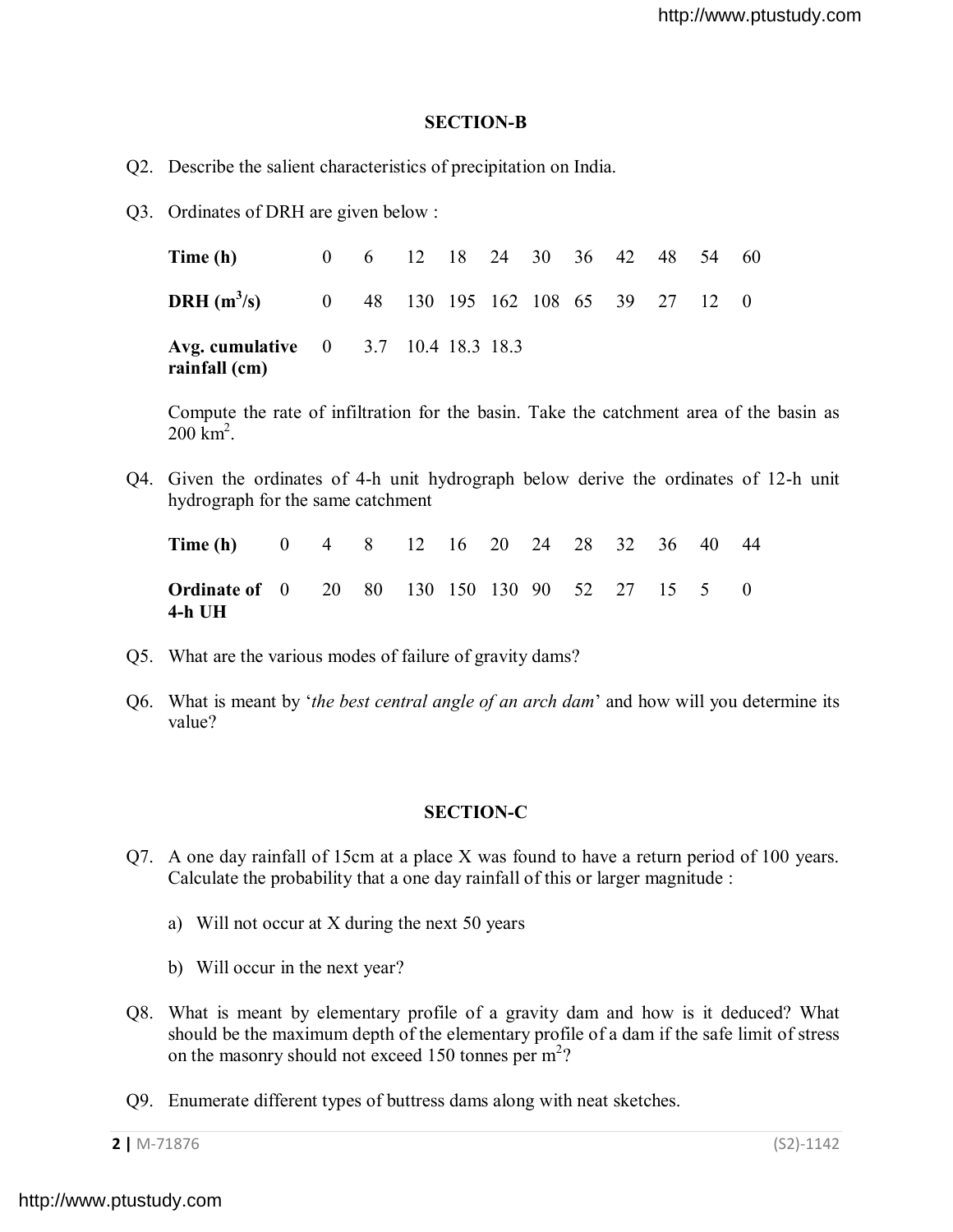## SECTION-B

Q2. Describe the salient characteristics of precipitation on India.

Q3. Ordinates of DRH are given below :

| Time (h) | 0 | 6 | 12 | 18 | 24 | 30 | 36 | 42 | 48 | 54 | 60 |
|---|---|---|---|---|---|---|---|---|---|---|---|
| **DRH ($m^3$/s)** | 0 | 48 | 130 | 195 | 162 | 108 | 65 | 39 | 27 | 12 | 0 |
| **Avg. cumulative rainfall (cm)** | 0 | 3.7 | 10.4 | 18.3 | 18.3 | | | | | | |

Compute the rate of infiltration for the basin. Take the catchment area of the basin as 200 $km^2$.

Q4. Given the ordinates of 4-h unit hydrograph below derive the ordinates of 12-h unit hydrograph for the same catchment

| Time (h) | 0 | 4 | 8 | 12 | 16 | 20 | 24 | 28 | 32 | 36 | 40 | 44 |
|---|---|---|---|---|---|---|---|---|---|---|---|---|
| **Ordinate of 4-h UH** | 0 | 20 | 80 | 130 | 150 | 130 | 90 | 52 | 27 | 15 | 5 | 0 |

Q5. What are the various modes of failure of gravity dams?

Q6. What is meant by '*the best central angle of an arch dam*' and how will you determine its value?

## SECTION-C

Q7. A one day rainfall of 15cm at a place X was found to have a return period of 100 years. Calculate the probability that a one day rainfall of this or larger magnitude :

a) Will not occur at X during the next 50 years

b) Will occur in the next year?

Q8. What is meant by elementary profile of a gravity dam and how is it deduced? What should be the maximum depth of the elementary profile of a dam if the safe limit of stress on the masonry should not exceed 150 tonnes per $m^2$?

Q9. Enumerate different types of buttress dams along with neat sketches.